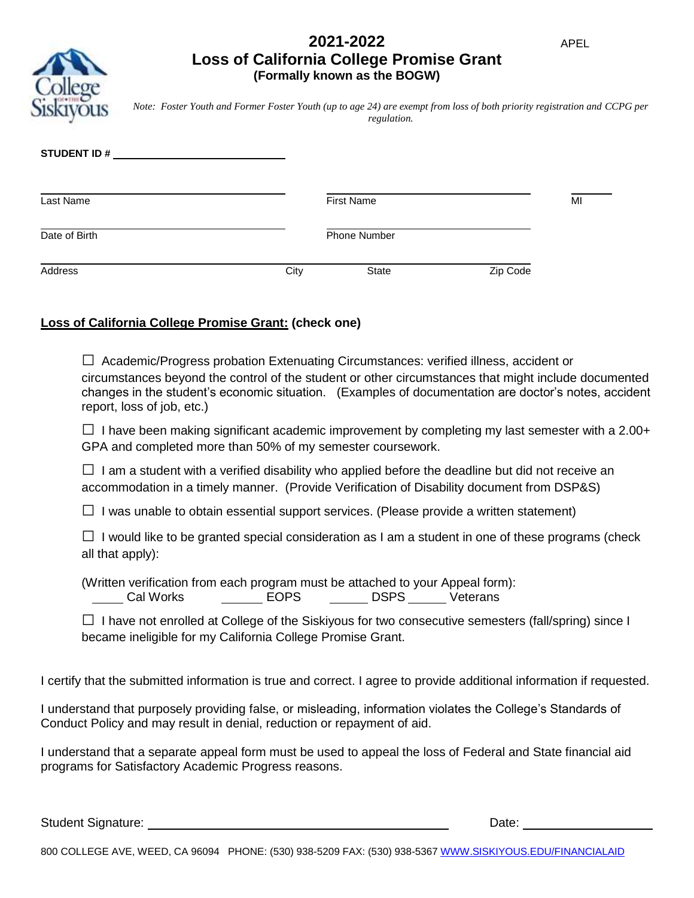APEL

# 2021-2022
## Loss of California College Promise Grant
**(Formally known as the BOGW)**

*Note: Foster Youth and Former Foster Youth (up to age 24) are exempt from loss of both priority registration and CCPG per regulation.*

**STUDENT ID #** ____________________

______________________ ______________________ ______
Last Name First Name MI

______________________ ______________________
Date of Birth Phone Number

__________________________________________________
Address City State Zip Code

**Loss of California College Promise Grant: (check one)**

☐ Academic/Progress probation Extenuating Circumstances: verified illness, accident or circumstances beyond the control of the student or other circumstances that might include documented changes in the student's economic situation. (Examples of documentation are doctor's notes, accident report, loss of job, etc.)

☐ I have been making significant academic improvement by completing my last semester with a 2.00+ GPA and completed more than 50% of my semester coursework.

☐ I am a student with a verified disability who applied before the deadline but did not receive an accommodation in a timely manner. (Provide Verification of Disability document from DSP&S)

☐ I was unable to obtain essential support services. (Please provide a written statement)

☐ I would like to be granted special consideration as I am a student in one of these programs (check all that apply):

(Written verification from each program must be attached to your Appeal form):
_____ Cal Works _____ EOPS _____ DSPS _____ Veterans

☐ I have not enrolled at College of the Siskiyous for two consecutive semesters (fall/spring) since I became ineligible for my California College Promise Grant.

I certify that the submitted information is true and correct. I agree to provide additional information if requested.

I understand that purposely providing false, or misleading, information violates the College's Standards of Conduct Policy and may result in denial, reduction or repayment of aid.

I understand that a separate appeal form must be used to appeal the loss of Federal and State financial aid programs for Satisfactory Academic Progress reasons.

Student Signature: ______________________________ Date: ______________

800 COLLEGE AVE, WEED, CA 96094 PHONE: (530) 938-5209 FAX: (530) 938-5367 WWW.SISKIYOUS.EDU/FINANCIALAID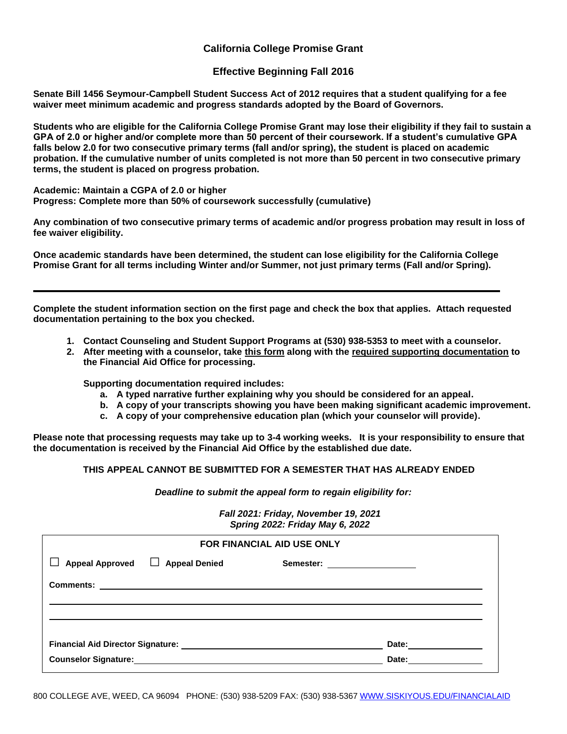## California College Promise Grant

### Effective Beginning Fall 2016

**Senate Bill 1456 Seymour-Campbell Student Success Act of 2012 requires that a student qualifying for a fee waiver meet minimum academic and progress standards adopted by the Board of Governors.**

**Students who are eligible for the California College Promise Grant may lose their eligibility if they fail to sustain a GPA of 2.0 or higher and/or complete more than 50 percent of their coursework. If a student's cumulative GPA falls below 2.0 for two consecutive primary terms (fall and/or spring), the student is placed on academic probation. If the cumulative number of units completed is not more than 50 percent in two consecutive primary terms, the student is placed on progress probation.**

**Academic: Maintain a CGPA of 2.0 or higher**
**Progress: Complete more than 50% of coursework successfully (cumulative)**

**Any combination of two consecutive primary terms of academic and/or progress probation may result in loss of fee waiver eligibility.**

**Once academic standards have been determined, the student can lose eligibility for the California College Promise Grant for all terms including Winter and/or Summer, not just primary terms (Fall and/or Spring).**

---

**Complete the student information section on the first page and check the box that applies. Attach requested documentation pertaining to the box you checked.**

1. **Contact Counseling and Student Support Programs at (530) 938-5353 to meet with a counselor.**
2. **After meeting with a counselor, take this form along with the required supporting documentation to the Financial Aid Office for processing.**

   **Supporting documentation required includes:**
   a. **A typed narrative further explaining why you should be considered for an appeal.**
   b. **A copy of your transcripts showing you have been making significant academic improvement.**
   c. **A copy of your comprehensive education plan (which your counselor will provide).**

**Please note that processing requests may take up to 3-4 working weeks. It is your responsibility to ensure that the documentation is received by the Financial Aid Office by the established due date.**

**THIS APPEAL CANNOT BE SUBMITTED FOR A SEMESTER THAT HAS ALREADY ENDED**

***Deadline to submit the appeal form to regain eligibility for:***

***Fall 2021: Friday, November 19, 2021***
***Spring 2022: Friday May 6, 2022***

**FOR FINANCIAL AID USE ONLY**

☐ **Appeal Approved** ☐ **Appeal Denied** **Semester:** ____________________

**Comments:** ______________________________________________________________

______________________________________________________________

______________________________________________________________

**Financial Aid Director Signature:** ______________________________ **Date:** ______________

**Counselor Signature:** ______________________________ **Date:** ______________

800 COLLEGE AVE, WEED, CA 96094 PHONE: (530) 938-5209 FAX: (530) 938-5367 WWW.SISKIYOUS.EDU/FINANCIALAID